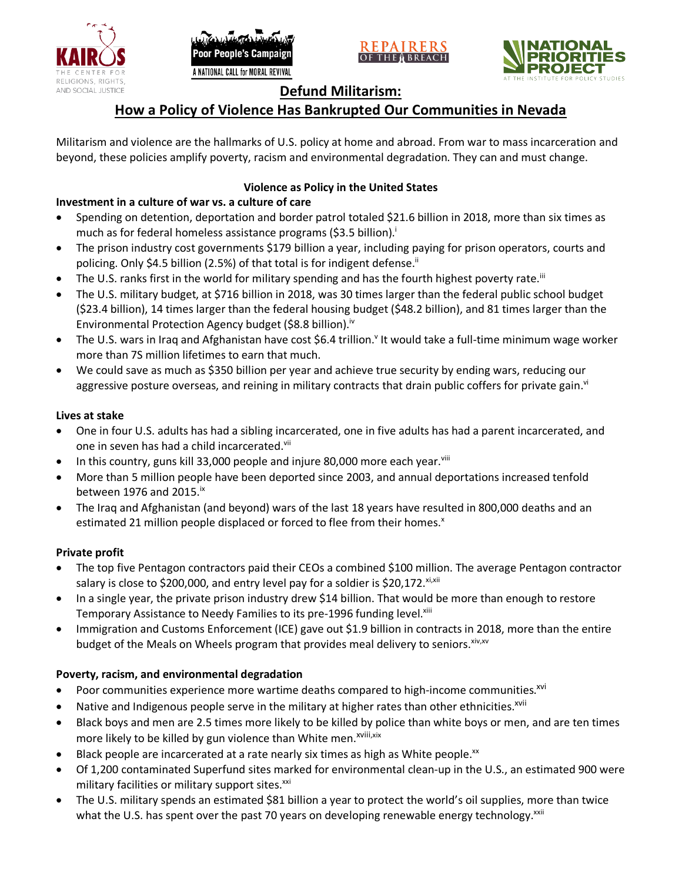# Defund Militarism:

## How a Policy of Violence Has Bankrupted Our Communities in Nevada

Militarism and violence are the hallmarks of U.S. policy at home and abroad. From war to mass incarceration and beyond, these policies amplify poverty, racism and environmental degradation. They can and must change.

### Violence as Policy in the United States

**Investment in a culture of war vs. a culture of care**

- Spending on detention, deportation and border patrol totaled $21.6 billion in 2018, more than six times as much as for federal homeless assistance programs ($3.5 billion).[i]
- The prison industry cost governments $179 billion a year, including paying for prison operators, courts and policing. Only $4.5 billion (2.5%) of that total is for indigent defense.[ii]
- The U.S. ranks first in the world for military spending and has the fourth highest poverty rate.[iii]
- The U.S. military budget, at $716 billion in 2018, was 30 times larger than the federal public school budget ($23.4 billion), 14 times larger than the federal housing budget ($48.2 billion), and 81 times larger than the Environmental Protection Agency budget ($8.8 billion).[iv]
- The U.S. wars in Iraq and Afghanistan have cost $6.4 trillion.[v] It would take a full-time minimum wage worker more than 7S million lifetimes to earn that much.
- We could save as much as $350 billion per year and achieve true security by ending wars, reducing our aggressive posture overseas, and reining in military contracts that drain public coffers for private gain.[vi]

**Lives at stake**

- One in four U.S. adults has had a sibling incarcerated, one in five adults has had a parent incarcerated, and one in seven has had a child incarcerated.[vii]
- In this country, guns kill 33,000 people and injure 80,000 more each year.[viii]
- More than 5 million people have been deported since 2003, and annual deportations increased tenfold between 1976 and 2015.[ix]
- The Iraq and Afghanistan (and beyond) wars of the last 18 years have resulted in 800,000 deaths and an estimated 21 million people displaced or forced to flee from their homes.[x]

**Private profit**

- The top five Pentagon contractors paid their CEOs a combined $100 million. The average Pentagon contractor salary is close to $200,000, and entry level pay for a soldier is $20,172.[xi,xii]
- In a single year, the private prison industry drew $14 billion. That would be more than enough to restore Temporary Assistance to Needy Families to its pre-1996 funding level.[xiii]
- Immigration and Customs Enforcement (ICE) gave out $1.9 billion in contracts in 2018, more than the entire budget of the Meals on Wheels program that provides meal delivery to seniors.[xiv,xv]

**Poverty, racism, and environmental degradation**

- Poor communities experience more wartime deaths compared to high-income communities.[xvi]
- Native and Indigenous people serve in the military at higher rates than other ethnicities.[xvii]
- Black boys and men are 2.5 times more likely to be killed by police than white boys or men, and are ten times more likely to be killed by gun violence than White men.[xviii,xix]
- Black people are incarcerated at a rate nearly six times as high as White people.[xx]
- Of 1,200 contaminated Superfund sites marked for environmental clean-up in the U.S., an estimated 900 were military facilities or military support sites.[xxi]
- The U.S. military spends an estimated $81 billion a year to protect the world's oil supplies, more than twice what the U.S. has spent over the past 70 years on developing renewable energy technology.[xxii]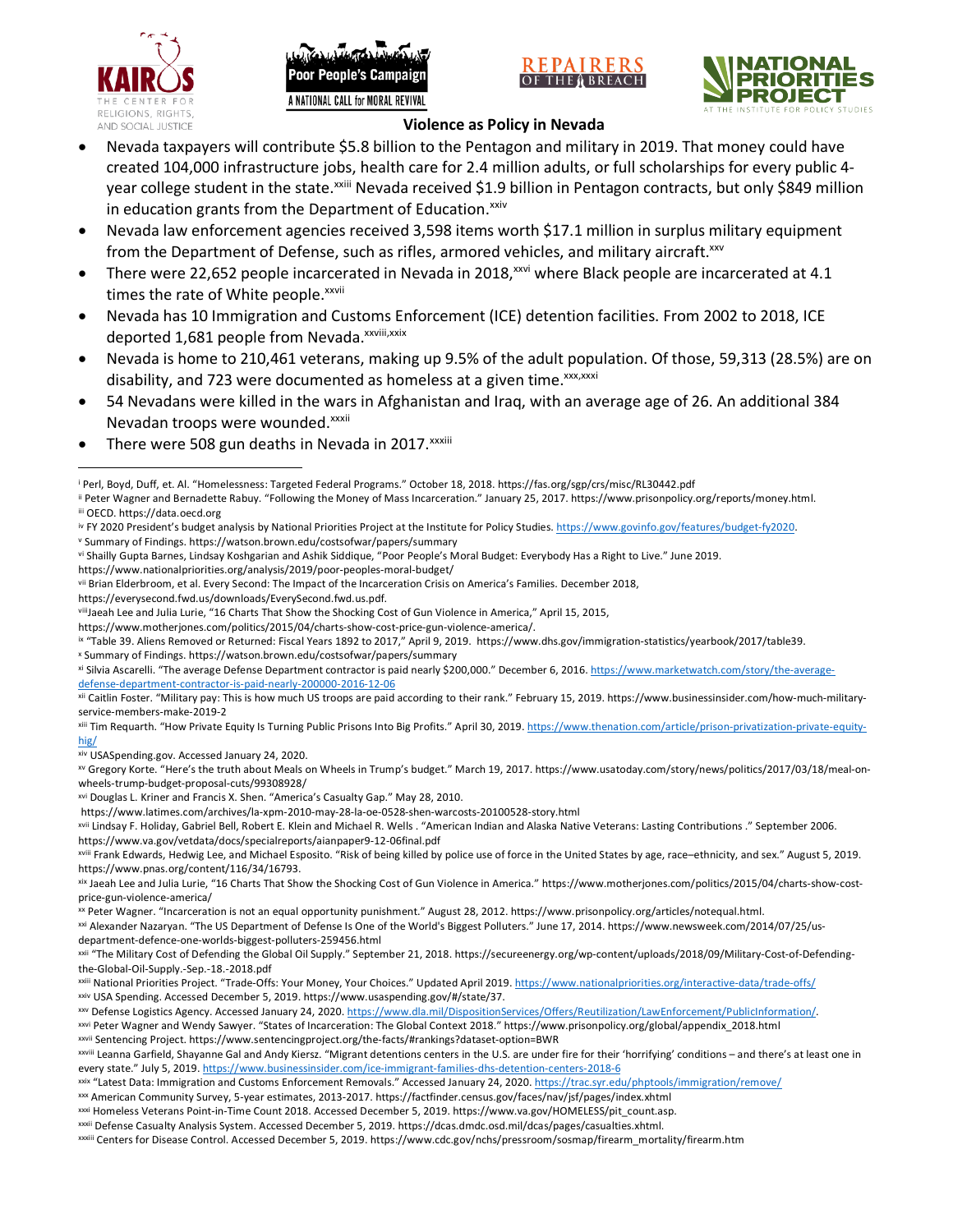## Violence as Policy in Nevada

- Nevada taxpayers will contribute $5.8 billion to the Pentagon and military in 2019. That money could have created 104,000 infrastructure jobs, health care for 2.4 million adults, or full scholarships for every public 4-year college student in the state.[xxiii] Nevada received $1.9 billion in Pentagon contracts, but only $849 million in education grants from the Department of Education.[xxiv]
- Nevada law enforcement agencies received 3,598 items worth $17.1 million in surplus military equipment from the Department of Defense, such as rifles, armored vehicles, and military aircraft.[xxv]
- There were 22,652 people incarcerated in Nevada in 2018,[xxvi] where Black people are incarcerated at 4.1 times the rate of White people.[xxvii]
- Nevada has 10 Immigration and Customs Enforcement (ICE) detention facilities. From 2002 to 2018, ICE deported 1,681 people from Nevada.[xxviii,xxix]
- Nevada is home to 210,461 veterans, making up 9.5% of the adult population. Of those, 59,313 (28.5%) are on disability, and 723 were documented as homeless at a given time.[xxx,xxxi]
- 54 Nevadans were killed in the wars in Afghanistan and Iraq, with an average age of 26. An additional 384 Nevadan troops were wounded.[xxxii]
- There were 508 gun deaths in Nevada in 2017.[xxxiii]

---

[i] Perl, Boyd, Duff, et. Al. "Homelessness: Targeted Federal Programs." October 18, 2018. https://fas.org/sgp/crs/misc/RL30442.pdf

[ii] Peter Wagner and Bernadette Rabuy. "Following the Money of Mass Incarceration." January 25, 2017. https://www.prisonpolicy.org/reports/money.html.

[iii] OECD. https://data.oecd.org

[iv] FY 2020 President's budget analysis by National Priorities Project at the Institute for Policy Studies. https://www.govinfo.gov/features/budget-fy2020.

[v] Summary of Findings. https://watson.brown.edu/costsofwar/papers/summary

[vi] Shailly Gupta Barnes, Lindsay Koshgarian and Ashik Siddique, "Poor People's Moral Budget: Everybody Has a Right to Live." June 2019. https://www.nationalpriorities.org/analysis/2019/poor-peoples-moral-budget/

[vii] Brian Elderbroom, et al. Every Second: The Impact of the Incarceration Crisis on America's Families. December 2018, https://everysecond.fwd.us/downloads/EverySecond.fwd.us.pdf.

[viii] Jaeah Lee and Julia Lurie, "16 Charts That Show the Shocking Cost of Gun Violence in America," April 15, 2015, https://www.motherjones.com/politics/2015/04/charts-show-cost-price-gun-violence-america/.

[ix] "Table 39. Aliens Removed or Returned: Fiscal Years 1892 to 2017," April 9, 2019. https://www.dhs.gov/immigration-statistics/yearbook/2017/table39.

[x] Summary of Findings. https://watson.brown.edu/costsofwar/papers/summary

[xi] Silvia Ascarelli. "The average Defense Department contractor is paid nearly $200,000." December 6, 2016. https://www.marketwatch.com/story/the-average-defense-department-contractor-is-paid-nearly-200000-2016-12-06

[xii] Caitlin Foster. "Military pay: This is how much US troops are paid according to their rank." February 15, 2019. https://www.businessinsider.com/how-much-military-service-members-make-2019-2

[xiii] Tim Requarth. "How Private Equity Is Turning Public Prisons Into Big Profits." April 30, 2019. https://www.thenation.com/article/prison-privatization-private-equity-hig/

[xiv] USASpending.gov. Accessed January 24, 2020.

[xv] Gregory Korte. "Here's the truth about Meals on Wheels in Trump's budget." March 19, 2017. https://www.usatoday.com/story/news/politics/2017/03/18/meal-on-wheels-trump-budget-proposal-cuts/99308928/

[xvi] Douglas L. Kriner and Francis X. Shen. "America's Casualty Gap." May 28, 2010. https://www.latimes.com/archives/la-xpm-2010-may-28-la-oe-0528-shen-warcosts-20100528-story.html

[xvii] Lindsay F. Holiday, Gabriel Bell, Robert E. Klein and Michael R. Wells . "American Indian and Alaska Native Veterans: Lasting Contributions ." September 2006. https://www.va.gov/vetdata/docs/specialreports/aianpaper9-12-06final.pdf

[xviii] Frank Edwards, Hedwig Lee, and Michael Esposito. "Risk of being killed by police use of force in the United States by age, race–ethnicity, and sex." August 5, 2019. https://www.pnas.org/content/116/34/16793.

[xix] Jaeah Lee and Julia Lurie, "16 Charts That Show the Shocking Cost of Gun Violence in America." https://www.motherjones.com/politics/2015/04/charts-show-cost-price-gun-violence-america/

[xx] Peter Wagner. "Incarceration is not an equal opportunity punishment." August 28, 2012. https://www.prisonpolicy.org/articles/notequal.html.

[xxi] Alexander Nazaryan. "The US Department of Defense Is One of the World's Biggest Polluters." June 17, 2014. https://www.newsweek.com/2014/07/25/us-department-defence-one-worlds-biggest-polluters-259456.html

[xxii] "The Military Cost of Defending the Global Oil Supply." September 21, 2018. https://secureenergy.org/wp-content/uploads/2018/09/Military-Cost-of-Defending-the-Global-Oil-Supply.-Sep.-18.-2018.pdf

[xxiii] National Priorities Project. "Trade-Offs: Your Money, Your Choices." Updated April 2019. https://www.nationalpriorities.org/interactive-data/trade-offs/

[xxiv] USA Spending. Accessed December 5, 2019. https://www.usaspending.gov/#/state/37.

[xxv] Defense Logistics Agency. Accessed January 24, 2020. https://www.dla.mil/DispositionServices/Offers/Reutilization/LawEnforcement/PublicInformation/.

[xxvi] Peter Wagner and Wendy Sawyer. "States of Incarceration: The Global Context 2018." https://www.prisonpolicy.org/global/appendix_2018.html

[xxvii] Sentencing Project. https://www.sentencingproject.org/the-facts/#rankings?dataset-option=BWR

[xxviii] Leanna Garfield, Shayanne Gal and Andy Kiersz. "Migrant detentions centers in the U.S. are under fire for their 'horrifying' conditions – and there's at least one in every state." July 5, 2019. https://www.businessinsider.com/ice-immigrant-families-dhs-detention-centers-2018-6

[xxix] "Latest Data: Immigration and Customs Enforcement Removals." Accessed January 24, 2020. https://trac.syr.edu/phptools/immigration/remove/

[xxx] American Community Survey, 5-year estimates, 2013-2017. https://factfinder.census.gov/faces/nav/jsf/pages/index.xhtml

[xxxi] Homeless Veterans Point-in-Time Count 2018. Accessed December 5, 2019. https://www.va.gov/HOMELESS/pit_count.asp.

[xxxii] Defense Casualty Analysis System. Accessed December 5, 2019. https://dcas.dmdc.osd.mil/dcas/pages/casualties.xhtml.

[xxxiii] Centers for Disease Control. Accessed December 5, 2019. https://www.cdc.gov/nchs/pressroom/sosmap/firearm_mortality/firearm.htm